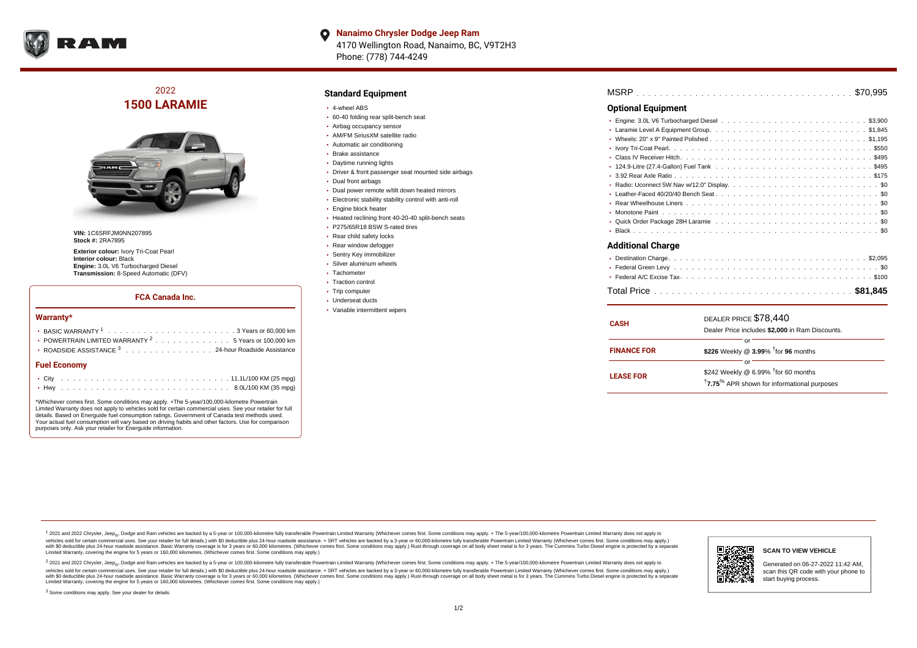**Nanaimo Chrysler Dodge Jeep Ram**
4170 Wellington Road, Nanaimo, BC, V9T2H3
Phone: (778) 744-4249

# 2022 1500 LARAMIE

**VIN:** 1C6SRFJM0NN207895
**Stock #:** 2RA7895

**Exterior colour:** Ivory Tri-Coat Pearl
**Interior colour:** Black
**Engine:** 3.0L V6 Turbocharged Diesel
**Transmission:** 8-Speed Automatic (DFV)

### FCA Canada Inc.

#### Warranty*

- BASIC WARRANTY [1] . . . . . 3 Years or 60,000 km
- POWERTRAIN LIMITED WARRANTY [2] . . . . . 5 Years or 100,000 km
- ROADSIDE ASSISTANCE [3] . . . . . 24-hour Roadside Assistance

#### Fuel Economy

- City . . . . . 11.1L/100 KM (25 mpg)
- Hwy . . . . . 8.0L/100 KM (35 mpg)

*Whichever comes first. Some conditions may apply. +The 5-year/100,000-kilometre Powertrain Limited Warranty does not apply to vehicles sold for certain commercial uses. See your retailer for full details. Based on Energuide fuel consumption ratings. Government of Canada test methods used. Your actual fuel consumption will vary based on driving habits and other factors. Use for comparison purposes only. Ask your retailer for Energuide information.

## Standard Equipment

- 4-wheel ABS
- 60-40 folding rear split-bench seat
- Airbag occupancy sensor
- AM/FM SiriusXM satellite radio
- Automatic air conditioning
- Brake assistance
- Daytime running lights
- Driver & front passenger seat mounted side airbags
- Dual front airbags
- Dual power remote w/tilt down heated mirrors
- Electronic stability stability control with anti-roll
- Engine block heater
- Heated reclining front 40-20-40 split-bench seats
- P275/65R18 BSW S-rated tires
- Rear child safety locks
- Rear window defogger
- Sentry Key immobilizer
- Silver aluminum wheels
- Tachometer
- Traction control
- Trip computer
- Underseat ducts
- Variable intermittent wipers

MSRP . . . . . $70,995

## Optional Equipment

- Engine: 3.0L V6 Turbocharged Diesel . . . . . $3,900
- Laramie Level A Equipment Group . . . . . $1,845
- Wheels: 20" x 9" Painted Polished . . . . . $1,195
- Ivory Tri-Coat Pearl . . . . . $550
- Class IV Receiver Hitch . . . . . $495
- 124.9-Litre (27.4-Gallon) Fuel Tank . . . . . $495
- 3.92 Rear Axle Ratio . . . . . $175
- Radio: Uconnect 5W Nav w/12.0" Display . . . . . $0
- Leather-Faced 40/20/40 Bench Seat . . . . . $0
- Rear Wheelhouse Liners . . . . . $0
- Monotone Paint . . . . . $0
- Quick Order Package 28H Laramie . . . . . $0
- Black . . . . . $0

## Additional Charge

- Destination Charge . . . . . $2,095
- Federal Green Levy . . . . . $0
- Federal A/C Excise Tax . . . . . $100

Total Price . . . . . **$81,845**

| | |
|---|---|
| **CASH** | DEALER PRICE $78,440<br>Dealer Price includes **$2,000** in Ram Discounts. |
| | or |
| **FINANCE FOR** | **$226** Weekly @ **3.99**% †for **96** months |
| | or |
| **LEASE FOR** | $242 Weekly @ 6.99% †for 60 months<br>†**7.75**% APR shown for informational purposes |

[1] 2021 and 2022 Chrysler, Jeep®, Dodge and Ram vehicles are backed by a 5-year or 100,000-kilometre fully transferable Powertrain Limited Warranty (Whichever comes first. Some conditions may apply. + The 5-year/100,000-kilometre Powertrain Limited Warranty does not apply to vehicles sold for certain commercial uses. See your retailer for full details.) with $0 deductible plus 24-hour roadside assistance. + SRT vehicles are backed by a 3-year or 60,000-kilometre fully transferable Powertrain Limited Warranty (Whichever comes first. Some conditions may apply.) with $0 deductible plus 24-hour roadside assistance. Basic Warranty coverage is for 3 years or 60,000 kilometres. (Whichever comes first. Some conditions may apply.) Rust-through coverage on all body sheet metal is for 3 years. The Cummins Turbo Diesel engine is protected by a separate Limited Warranty, covering the engine for 5 years or 160,000 kilometres. (Whichever comes first. Some conditions may apply.)

[2] 2021 and 2022 Chrysler, Jeep®, Dodge and Ram vehicles are backed by a 5-year or 100,000-kilometre fully transferable Powertrain Limited Warranty (Whichever comes first. Some conditions may apply. + The 5-year/100,000-kilometre Powertrain Limited Warranty does not apply to vehicles sold for certain commercial uses. See your retailer for full details.) with $0 deductible plus 24-hour roadside assistance. + SRT vehicles are backed by a 3-year or 60,000-kilometre fully transferable Powertrain Limited Warranty (Whichever comes first. Some conditions may apply.) with $0 deductible plus 24-hour roadside assistance. Basic Warranty coverage is for 3 years or 60,000 kilometres. (Whichever comes first. Some conditions may apply.) Rust-through coverage on all body sheet metal is for 3 years. The Cummins Turbo Diesel engine is protected by a separate Limited Warranty, covering the engine for 5 years or 160,000 kilometres. (Whichever comes first. Some conditions may apply.)

[3] Some conditions may apply. See your dealer for details.

**SCAN TO VIEW VEHICLE**

Generated on 06-27-2022 11:42 AM, scan this QR code with your phone to start buying process.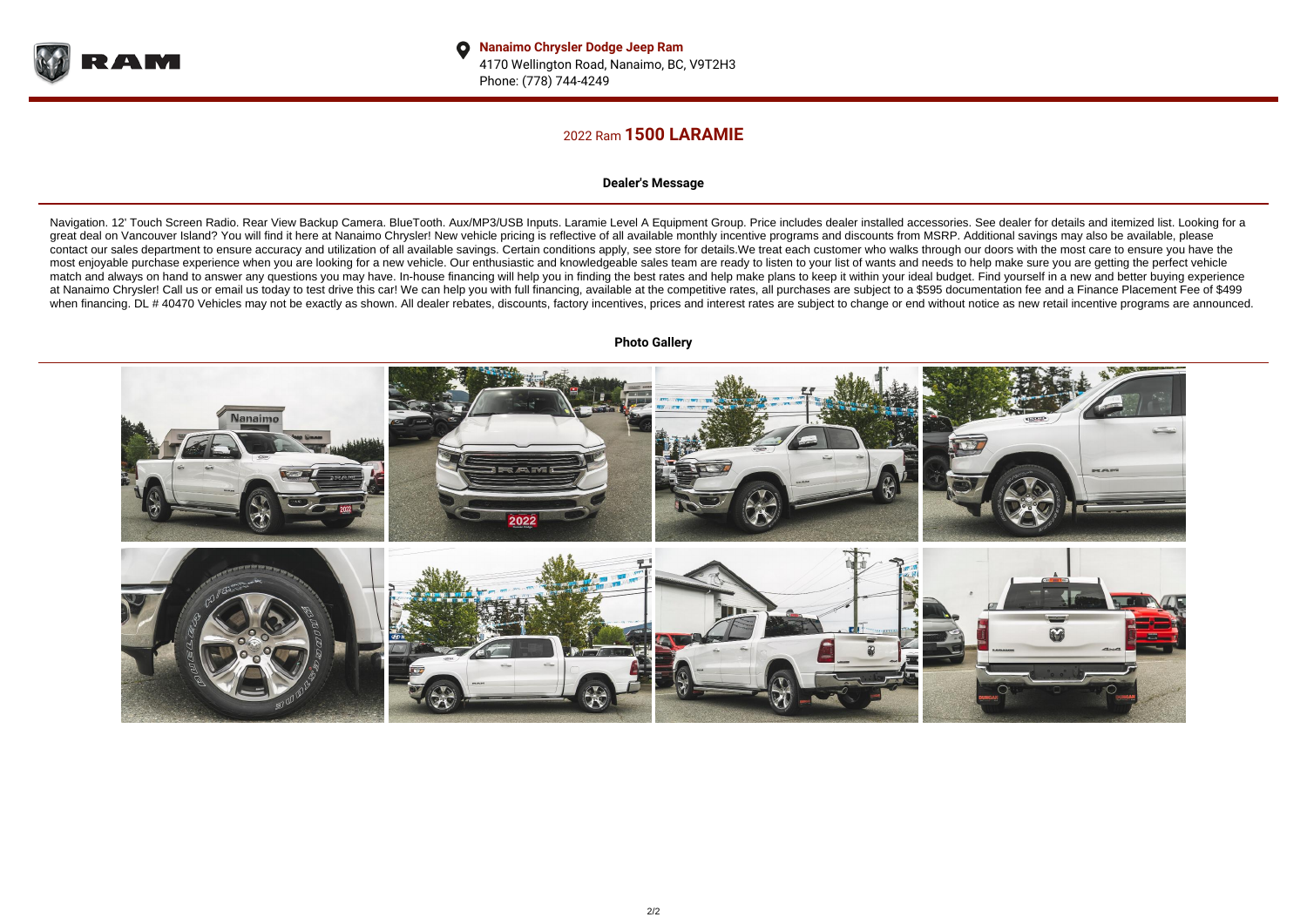**Nanaimo Chrysler Dodge Jeep Ram**
4170 Wellington Road, Nanaimo, BC, V9T2H3
Phone: (778) 744-4249

# 2022 Ram **1500 LARAMIE**

## Dealer's Message

Navigation. 12' Touch Screen Radio. Rear View Backup Camera. BlueTooth. Aux/MP3/USB Inputs. Laramie Level A Equipment Group. Price includes dealer installed accessories. See dealer for details and itemized list. Looking for a great deal on Vancouver Island? You will find it here at Nanaimo Chrysler! New vehicle pricing is reflective of all available monthly incentive programs and discounts from MSRP. Additional savings may also be available, please contact our sales department to ensure accuracy and utilization of all available savings. Certain conditions apply, see store for details.We treat each customer who walks through our doors with the most care to ensure you have the most enjoyable purchase experience when you are looking for a new vehicle. Our enthusiastic and knowledgeable sales team are ready to listen to your list of wants and needs to help make sure you are getting the perfect vehicle match and always on hand to answer any questions you may have. In-house financing will help you in finding the best rates and help make plans to keep it within your ideal budget. Find yourself in a new and better buying experience at Nanaimo Chrysler! Call us or email us today to test drive this car! We can help you with full financing, available at the competitive rates, all purchases are subject to a $595 documentation fee and a Finance Placement Fee of $499 when financing. DL # 40470 Vehicles may not be exactly as shown. All dealer rebates, discounts, factory incentives, prices and interest rates are subject to change or end without notice as new retail incentive programs are announced.

## Photo Gallery